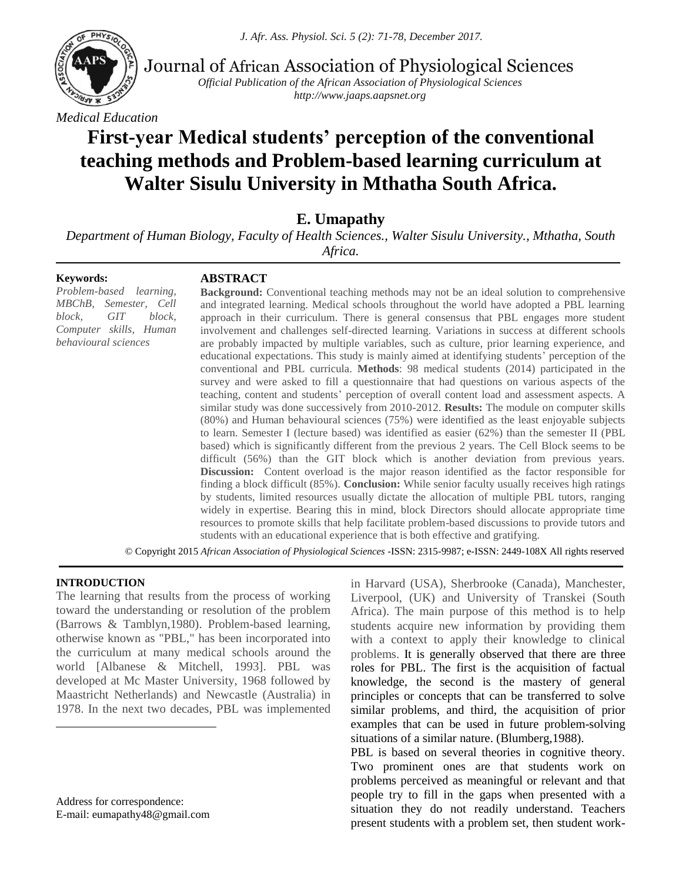*Medical Education*

# First-year Medical students' perception of the conventional teaching methods and Problem-based learning curriculum at Walter Sisulu University in Mthatha South Africa.

**E. Umapathy**

*Department of Human Biology, Faculty of Health Sciences., Walter Sisulu University., Mthatha, South Africa.*

**Keywords:**
*Problem-based learning, MBChB, Semester, Cell block, GIT block, Computer skills, Human behavioural sciences*

## ABSTRACT

**Background:** Conventional teaching methods may not be an ideal solution to comprehensive and integrated learning. Medical schools throughout the world have adopted a PBL learning approach in their curriculum. There is general consensus that PBL engages more student involvement and challenges self-directed learning. Variations in success at different schools are probably impacted by multiple variables, such as culture, prior learning experience, and educational expectations. This study is mainly aimed at identifying students' perception of the conventional and PBL curricula. **Methods**: 98 medical students (2014) participated in the survey and were asked to fill a questionnaire that had questions on various aspects of the teaching, content and students' perception of overall content load and assessment aspects. A similar study was done successively from 2010-2012. **Results:** The module on computer skills (80%) and Human behavioural sciences (75%) were identified as the least enjoyable subjects to learn. Semester I (lecture based) was identified as easier (62%) than the semester II (PBL based) which is significantly different from the previous 2 years. The Cell Block seems to be difficult (56%) than the GIT block which is another deviation from previous years. **Discussion:** Content overload is the major reason identified as the factor responsible for finding a block difficult (85%). **Conclusion:** While senior faculty usually receives high ratings by students, limited resources usually dictate the allocation of multiple PBL tutors, ranging widely in expertise. Bearing this in mind, block Directors should allocate appropriate time resources to promote skills that help facilitate problem-based discussions to provide tutors and students with an educational experience that is both effective and gratifying.

© Copyright 2015 *African Association of Physiological Sciences* -ISSN: 2315-9987; e-ISSN: 2449-108X All rights reserved

## INTRODUCTION

The learning that results from the process of working toward the understanding or resolution of the problem (Barrows & Tamblyn,1980). Problem-based learning, otherwise known as "PBL," has been incorporated into the curriculum at many medical schools around the world [Albanese & Mitchell, 1993]. PBL was developed at Mc Master University, 1968 followed by Maastricht Netherlands) and Newcastle (Australia) in 1978. In the next two decades, PBL was implemented in Harvard (USA), Sherbrooke (Canada), Manchester, Liverpool, (UK) and University of Transkei (South Africa). The main purpose of this method is to help students acquire new information by providing them with a context to apply their knowledge to clinical problems. It is generally observed that there are three roles for PBL. The first is the acquisition of factual knowledge, the second is the mastery of general principles or concepts that can be transferred to solve similar problems, and third, the acquisition of prior examples that can be used in future problem-solving situations of a similar nature. (Blumberg,1988).

PBL is based on several theories in cognitive theory. Two prominent ones are that students work on problems perceived as meaningful or relevant and that people try to fill in the gaps when presented with a situation they do not readily understand. Teachers present students with a problem set, then student work-

Address for correspondence:
E-mail: eumapathy48@gmail.com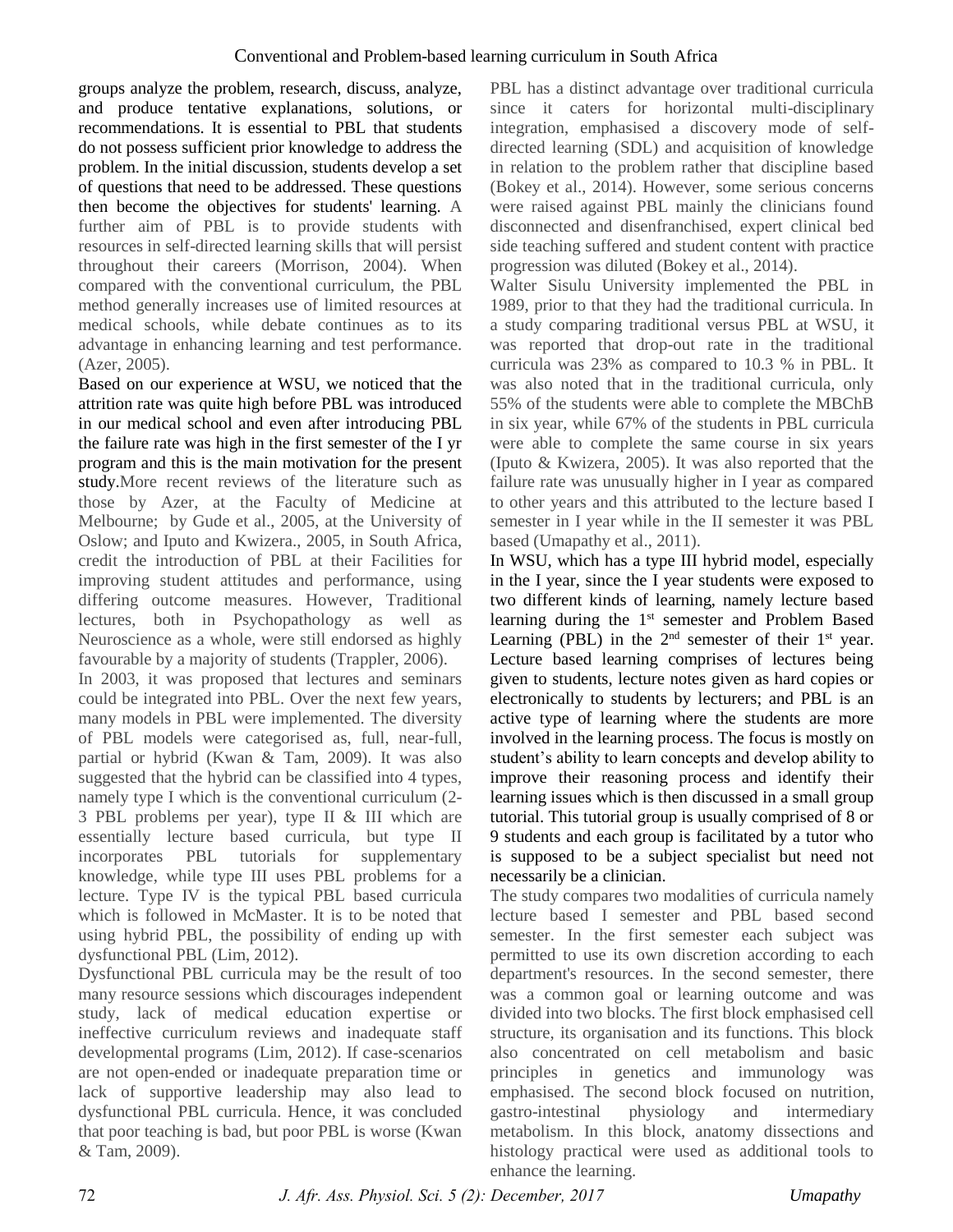groups analyze the problem, research, discuss, analyze, and produce tentative explanations, solutions, or recommendations. It is essential to PBL that students do not possess sufficient prior knowledge to address the problem. In the initial discussion, students develop a set of questions that need to be addressed. These questions then become the objectives for students' learning. A further aim of PBL is to provide students with resources in self-directed learning skills that will persist throughout their careers (Morrison, 2004). When compared with the conventional curriculum, the PBL method generally increases use of limited resources at medical schools, while debate continues as to its advantage in enhancing learning and test performance. (Azer, 2005).

Based on our experience at WSU, we noticed that the attrition rate was quite high before PBL was introduced in our medical school and even after introducing PBL the failure rate was high in the first semester of the I yr program and this is the main motivation for the present study.More recent reviews of the literature such as those by Azer, at the Faculty of Medicine at Melbourne; by Gude et al., 2005, at the University of Oslow; and Iputo and Kwizera., 2005, in South Africa, credit the introduction of PBL at their Facilities for improving student attitudes and performance, using differing outcome measures. However, Traditional lectures, both in Psychopathology as well as Neuroscience as a whole, were still endorsed as highly favourable by a majority of students (Trappler, 2006).

In 2003, it was proposed that lectures and seminars could be integrated into PBL. Over the next few years, many models in PBL were implemented. The diversity of PBL models were categorised as, full, near-full, partial or hybrid (Kwan & Tam, 2009). It was also suggested that the hybrid can be classified into 4 types, namely type I which is the conventional curriculum (2-3 PBL problems per year), type II & III which are essentially lecture based curricula, but type II incorporates PBL tutorials for supplementary knowledge, while type III uses PBL problems for a lecture. Type IV is the typical PBL based curricula which is followed in McMaster. It is to be noted that using hybrid PBL, the possibility of ending up with dysfunctional PBL (Lim, 2012).

Dysfunctional PBL curricula may be the result of too many resource sessions which discourages independent study, lack of medical education expertise or ineffective curriculum reviews and inadequate staff developmental programs (Lim, 2012). If case-scenarios are not open-ended or inadequate preparation time or lack of supportive leadership may also lead to dysfunctional PBL curricula. Hence, it was concluded that poor teaching is bad, but poor PBL is worse (Kwan & Tam, 2009).

PBL has a distinct advantage over traditional curricula since it caters for horizontal multi-disciplinary integration, emphasised a discovery mode of self-directed learning (SDL) and acquisition of knowledge in relation to the problem rather that discipline based (Bokey et al., 2014). However, some serious concerns were raised against PBL mainly the clinicians found disconnected and disenfranchised, expert clinical bed side teaching suffered and student content with practice progression was diluted (Bokey et al., 2014).

Walter Sisulu University implemented the PBL in 1989, prior to that they had the traditional curricula. In a study comparing traditional versus PBL at WSU, it was reported that drop-out rate in the traditional curricula was 23% as compared to 10.3 % in PBL. It was also noted that in the traditional curricula, only 55% of the students were able to complete the MBChB in six year, while 67% of the students in PBL curricula were able to complete the same course in six years (Iputo & Kwizera, 2005). It was also reported that the failure rate was unusually higher in I year as compared to other years and this attributed to the lecture based I semester in I year while in the II semester it was PBL based (Umapathy et al., 2011).

In WSU, which has a type III hybrid model, especially in the I year, since the I year students were exposed to two different kinds of learning, namely lecture based learning during the 1st semester and Problem Based Learning (PBL) in the 2nd semester of their 1st year. Lecture based learning comprises of lectures being given to students, lecture notes given as hard copies or electronically to students by lecturers; and PBL is an active type of learning where the students are more involved in the learning process. The focus is mostly on student's ability to learn concepts and develop ability to improve their reasoning process and identify their learning issues which is then discussed in a small group tutorial. This tutorial group is usually comprised of 8 or 9 students and each group is facilitated by a tutor who is supposed to be a subject specialist but need not necessarily be a clinician.

The study compares two modalities of curricula namely lecture based I semester and PBL based second semester. In the first semester each subject was permitted to use its own discretion according to each department's resources. In the second semester, there was a common goal or learning outcome and was divided into two blocks. The first block emphasised cell structure, its organisation and its functions. This block also concentrated on cell metabolism and basic principles in genetics and immunology was emphasised. The second block focused on nutrition, gastro-intestinal physiology and intermediary metabolism. In this block, anatomy dissections and histology practical were used as additional tools to enhance the learning.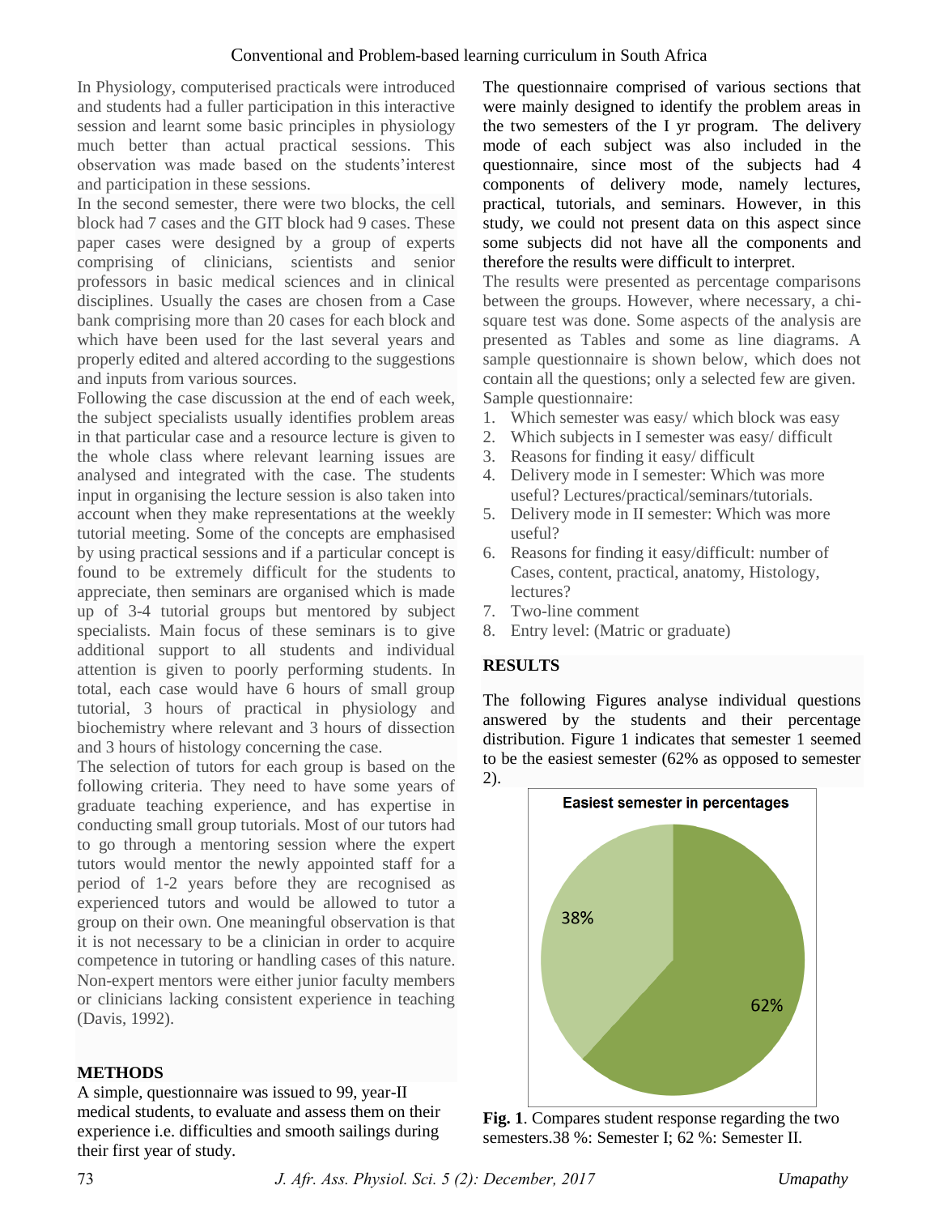In Physiology, computerised practicals were introduced and students had a fuller participation in this interactive session and learnt some basic principles in physiology much better than actual practical sessions. This observation was made based on the students'interest and participation in these sessions.

In the second semester, there were two blocks, the cell block had 7 cases and the GIT block had 9 cases. These paper cases were designed by a group of experts comprising of clinicians, scientists and senior professors in basic medical sciences and in clinical disciplines. Usually the cases are chosen from a Case bank comprising more than 20 cases for each block and which have been used for the last several years and properly edited and altered according to the suggestions and inputs from various sources.

Following the case discussion at the end of each week, the subject specialists usually identifies problem areas in that particular case and a resource lecture is given to the whole class where relevant learning issues are analysed and integrated with the case. The students input in organising the lecture session is also taken into account when they make representations at the weekly tutorial meeting. Some of the concepts are emphasised by using practical sessions and if a particular concept is found to be extremely difficult for the students to appreciate, then seminars are organised which is made up of 3-4 tutorial groups but mentored by subject specialists. Main focus of these seminars is to give additional support to all students and individual attention is given to poorly performing students. In total, each case would have 6 hours of small group tutorial, 3 hours of practical in physiology and biochemistry where relevant and 3 hours of dissection and 3 hours of histology concerning the case.

The selection of tutors for each group is based on the following criteria. They need to have some years of graduate teaching experience, and has expertise in conducting small group tutorials. Most of our tutors had to go through a mentoring session where the expert tutors would mentor the newly appointed staff for a period of 1-2 years before they are recognised as experienced tutors and would be allowed to tutor a group on their own. One meaningful observation is that it is not necessary to be a clinician in order to acquire competence in tutoring or handling cases of this nature. Non-expert mentors were either junior faculty members or clinicians lacking consistent experience in teaching (Davis, 1992).

## METHODS

A simple, questionnaire was issued to 99, year-II medical students, to evaluate and assess them on their experience i.e. difficulties and smooth sailings during their first year of study.

The questionnaire comprised of various sections that were mainly designed to identify the problem areas in the two semesters of the I yr program. The delivery mode of each subject was also included in the questionnaire, since most of the subjects had 4 components of delivery mode, namely lectures, practical, tutorials, and seminars. However, in this study, we could not present data on this aspect since some subjects did not have all the components and therefore the results were difficult to interpret.

The results were presented as percentage comparisons between the groups. However, where necessary, a chi-square test was done. Some aspects of the analysis are presented as Tables and some as line diagrams. A sample questionnaire is shown below, which does not contain all the questions; only a selected few are given.

Sample questionnaire:

1. Which semester was easy/ which block was easy
2. Which subjects in I semester was easy/ difficult
3. Reasons for finding it easy/ difficult
4. Delivery mode in I semester: Which was more useful? Lectures/practical/seminars/tutorials.
5. Delivery mode in II semester: Which was more useful?
6. Reasons for finding it easy/difficult: number of Cases, content, practical, anatomy, Histology, lectures?
7. Two-line comment
8. Entry level: (Matric or graduate)

## RESULTS

The following Figures analyse individual questions answered by the students and their percentage distribution. Figure 1 indicates that semester 1 seemed to be the easiest semester (62% as opposed to semester 2).

**Fig. 1**. Compares student response regarding the two semesters.38 %: Semester I; 62 %: Semester II.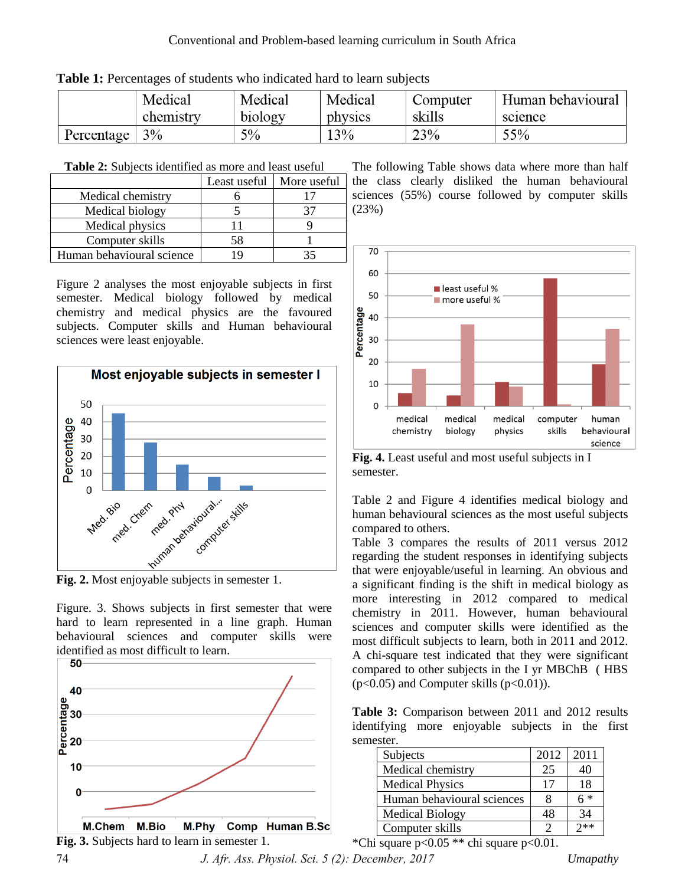**Table 1:** Percentages of students who indicated hard to learn subjects

| | Medical chemistry | Medical biology | Medical physics | Computer skills | Human behavioural science |
|---|---|---|---|---|---|
| Percentage | 3% | 5% | 13% | 23% | 55% |

**Table 2:** Subjects identified as more and least useful

| | Least useful | More useful |
|---|---|---|
| Medical chemistry | 6 | 17 |
| Medical biology | 5 | 37 |
| Medical physics | 11 | 9 |
| Computer skills | 58 | 1 |
| Human behavioural science | 19 | 35 |

Figure 2 analyses the most enjoyable subjects in first semester. Medical biology followed by medical chemistry and medical physics are the favoured subjects. Computer skills and Human behavioural sciences were least enjoyable.

**Fig. 2.** Most enjoyable subjects in semester 1.

Figure. 3. Shows subjects in first semester that were hard to learn represented in a line graph. Human behavioural sciences and computer skills were identified as most difficult to learn.

**Fig. 3.** Subjects hard to learn in semester 1.

The following Table shows data where more than half the class clearly disliked the human behavioural sciences (55%) course followed by computer skills (23%)

**Fig. 4.** Least useful and most useful subjects in I semester.

Table 2 and Figure 4 identifies medical biology and human behavioural sciences as the most useful subjects compared to others.

Table 3 compares the results of 2011 versus 2012 regarding the student responses in identifying subjects that were enjoyable/useful in learning. An obvious and a significant finding is the shift in medical biology as more interesting in 2012 compared to medical chemistry in 2011. However, human behavioural sciences and computer skills were identified as the most difficult subjects to learn, both in 2011 and 2012. A chi-square test indicated that they were significant compared to other subjects in the I yr MBChB ( HBS ($p<0.05$) and Computer skills ($p<0.01$)).

**Table 3:** Comparison between 2011 and 2012 results identifying more enjoyable subjects in the first semester.

| Subjects | 2012 | 2011 |
|---|---|---|
| Medical chemistry | 25 | 40 |
| Medical Physics | 17 | 18 |
| Human behavioural sciences | 8 | 6 * |
| Medical Biology | 48 | 34 |
| Computer skills | 2 | 2** |

*Chi square $p<0.05$ ** chi square $p<0.01$.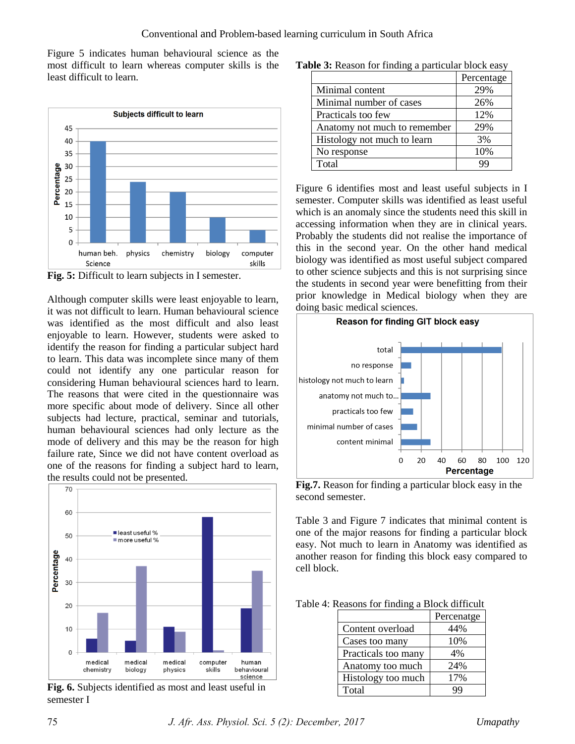Figure 5 indicates human behavioural science as the most difficult to learn whereas computer skills is the least difficult to learn.

**Fig. 5:** Difficult to learn subjects in I semester.

Although computer skills were least enjoyable to learn, it was not difficult to learn. Human behavioural science was identified as the most difficult and also least enjoyable to learn. However, students were asked to identify the reason for finding a particular subject hard to learn. This data was incomplete since many of them could not identify any one particular reason for considering Human behavioural sciences hard to learn. The reasons that were cited in the questionnaire was more specific about mode of delivery. Since all other subjects had lecture, practical, seminar and tutorials, human behavioural sciences had only lecture as the mode of delivery and this may be the reason for high failure rate, Since we did not have content overload as one of the reasons for finding a subject hard to learn, the results could not be presented.

**Fig. 6.** Subjects identified as most and least useful in semester I

**Table 3:** Reason for finding a particular block easy

| | Percentage |
|---|---|
| Minimal content | 29% |
| Minimal number of cases | 26% |
| Practicals too few | 12% |
| Anatomy not much to remember | 29% |
| Histology not much to learn | 3% |
| No response | 10% |
| Total | 99 |

Figure 6 identifies most and least useful subjects in I semester. Computer skills was identified as least useful which is an anomaly since the students need this skill in accessing information when they are in clinical years. Probably the students did not realise the importance of this in the second year. On the other hand medical biology was identified as most useful subject compared to other science subjects and this is not surprising since the students in second year were benefitting from their prior knowledge in Medical biology when they are doing basic medical sciences.

**Fig.7.** Reason for finding a particular block easy in the second semester.

Table 3 and Figure 7 indicates that minimal content is one of the major reasons for finding a particular block easy. Not much to learn in Anatomy was identified as another reason for finding this block easy compared to cell block.

Table 4: Reasons for finding a Block difficult

| | Percenatge |
|---|---|
| Content overload | 44% |
| Cases too many | 10% |
| Practicals too many | 4% |
| Anatomy too much | 24% |
| Histology too much | 17% |
| Total | 99 |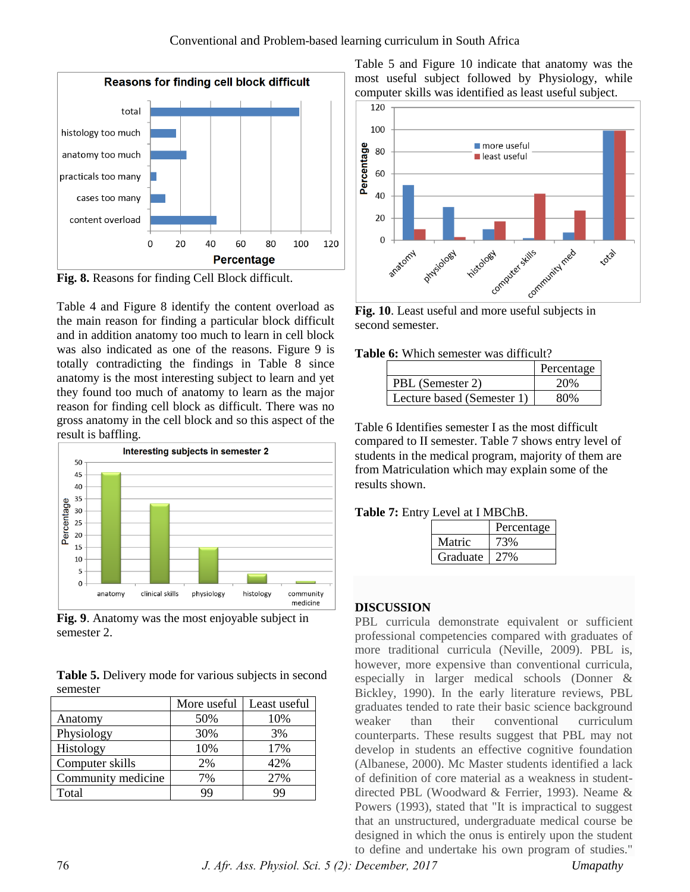Fig. 8. Reasons for finding Cell Block difficult.

Table 4 and Figure 8 identify the content overload as the main reason for finding a particular block difficult and in addition anatomy too much to learn in cell block was also indicated as one of the reasons. Figure 9 is totally contradicting the findings in Table 8 since anatomy is the most interesting subject to learn and yet they found too much of anatomy to learn as the major reason for finding cell block as difficult. There was no gross anatomy in the cell block and so this aspect of the result is baffling.

**Fig. 9**. Anatomy was the most enjoyable subject in semester 2.

**Table 5.** Delivery mode for various subjects in second semester

| | More useful | Least useful |
|---|---|---|
| Anatomy | 50% | 10% |
| Physiology | 30% | 3% |
| Histology | 10% | 17% |
| Computer skills | 2% | 42% |
| Community medicine | 7% | 27% |
| Total | 99 | 99 |

Table 5 and Figure 10 indicate that anatomy was the most useful subject followed by Physiology, while computer skills was identified as least useful subject.

**Fig. 10**. Least useful and more useful subjects in second semester.

**Table 6:** Which semester was difficult?

| | Percentage |
|---|---|
| PBL (Semester 2) | 20% |
| Lecture based (Semester 1) | 80% |

Table 6 Identifies semester I as the most difficult compared to II semester. Table 7 shows entry level of students in the medical program, majority of them are from Matriculation which may explain some of the results shown.

**Table 7:** Entry Level at I MBChB.

| | Percentage |
|---|---|
| Matric | 73% |
| Graduate | 27% |

## DISCUSSION

PBL curricula demonstrate equivalent or sufficient professional competencies compared with graduates of more traditional curricula (Neville, 2009). PBL is, however, more expensive than conventional curricula, especially in larger medical schools (Donner & Bickley, 1990). In the early literature reviews, PBL graduates tended to rate their basic science background weaker than their conventional curriculum counterparts. These results suggest that PBL may not develop in students an effective cognitive foundation (Albanese, 2000). Mc Master students identified a lack of definition of core material as a weakness in student-directed PBL (Woodward & Ferrier, 1993). Neame & Powers (1993), stated that "It is impractical to suggest that an unstructured, undergraduate medical course be designed in which the onus is entirely upon the student to define and undertake his own program of studies."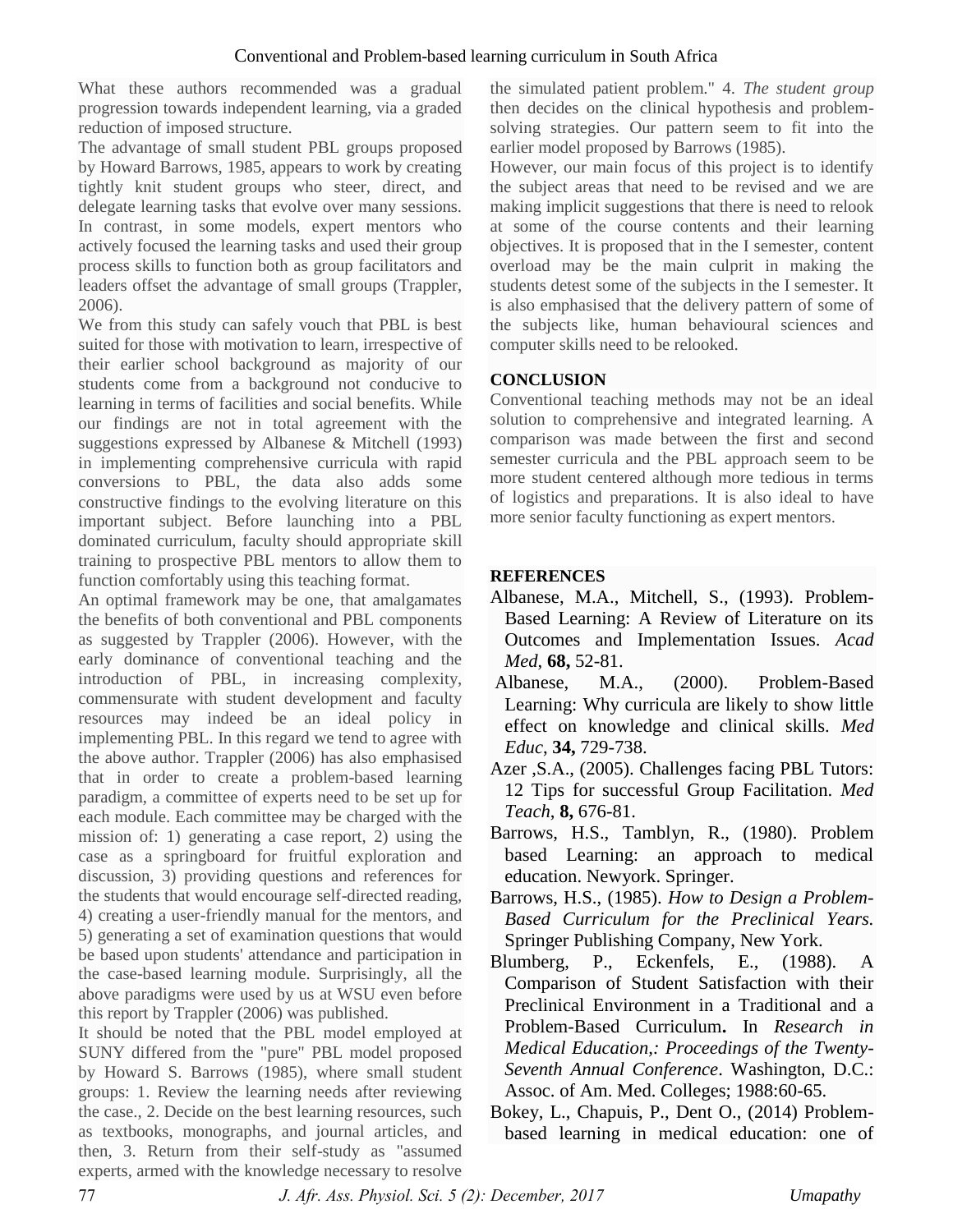What these authors recommended was a gradual progression towards independent learning, via a graded reduction of imposed structure.

The advantage of small student PBL groups proposed by Howard Barrows, 1985, appears to work by creating tightly knit student groups who steer, direct, and delegate learning tasks that evolve over many sessions. In contrast, in some models, expert mentors who actively focused the learning tasks and used their group process skills to function both as group facilitators and leaders offset the advantage of small groups (Trappler, 2006).

We from this study can safely vouch that PBL is best suited for those with motivation to learn, irrespective of their earlier school background as majority of our students come from a background not conducive to learning in terms of facilities and social benefits. While our findings are not in total agreement with the suggestions expressed by Albanese & Mitchell (1993) in implementing comprehensive curricula with rapid conversions to PBL, the data also adds some constructive findings to the evolving literature on this important subject. Before launching into a PBL dominated curriculum, faculty should appropriate skill training to prospective PBL mentors to allow them to function comfortably using this teaching format.

An optimal framework may be one, that amalgamates the benefits of both conventional and PBL components as suggested by Trappler (2006). However, with the early dominance of conventional teaching and the introduction of PBL, in increasing complexity, commensurate with student development and faculty resources may indeed be an ideal policy in implementing PBL. In this regard we tend to agree with the above author. Trappler (2006) has also emphasised that in order to create a problem-based learning paradigm, a committee of experts need to be set up for each module. Each committee may be charged with the mission of: 1) generating a case report, 2) using the case as a springboard for fruitful exploration and discussion, 3) providing questions and references for the students that would encourage self-directed reading, 4) creating a user-friendly manual for the mentors, and 5) generating a set of examination questions that would be based upon students' attendance and participation in the case-based learning module. Surprisingly, all the above paradigms were used by us at WSU even before this report by Trappler (2006) was published.

It should be noted that the PBL model employed at SUNY differed from the "pure" PBL model proposed by Howard S. Barrows (1985), where small student groups: 1. Review the learning needs after reviewing the case., 2. Decide on the best learning resources, such as textbooks, monographs, and journal articles, and then, 3. Return from their self-study as "assumed experts, armed with the knowledge necessary to resolve the simulated patient problem." 4. *The student group* then decides on the clinical hypothesis and problem-solving strategies. Our pattern seem to fit into the earlier model proposed by Barrows (1985).

However, our main focus of this project is to identify the subject areas that need to be revised and we are making implicit suggestions that there is need to relook at some of the course contents and their learning objectives. It is proposed that in the I semester, content overload may be the main culprit in making the students detest some of the subjects in the I semester. It is also emphasised that the delivery pattern of some of the subjects like, human behavioural sciences and computer skills need to be relooked.

## CONCLUSION

Conventional teaching methods may not be an ideal solution to comprehensive and integrated learning. A comparison was made between the first and second semester curricula and the PBL approach seem to be more student centered although more tedious in terms of logistics and preparations. It is also ideal to have more senior faculty functioning as expert mentors.

## REFERENCES

Albanese, M.A., Mitchell, S., (1993). Problem-Based Learning: A Review of Literature on its Outcomes and Implementation Issues. *Acad Med*, **68,** 52-81.

Albanese, M.A., (2000). Problem-Based Learning: Why curricula are likely to show little effect on knowledge and clinical skills. *Med Educ*, **34,** 729-738.

Azer ,S.A., (2005). Challenges facing PBL Tutors: 12 Tips for successful Group Facilitation. *Med Teach*, **8,** 676-81.

Barrows, H.S., Tamblyn, R., (1980). Problem based Learning: an approach to medical education. Newyork. Springer.

Barrows, H.S., (1985). *How to Design a Problem-Based Curriculum for the Preclinical Years.* Springer Publishing Company, New York.

Blumberg, P., Eckenfels, E., (1988). A Comparison of Student Satisfaction with their Preclinical Environment in a Traditional and a Problem-Based Curriculum**.** In *Research in Medical Education,: Proceedings of the Twenty-Seventh Annual Conference*. Washington, D.C.: Assoc. of Am. Med. Colleges; 1988:60-65.

Bokey, L., Chapuis, P., Dent O., (2014) Problem-based learning in medical education: one of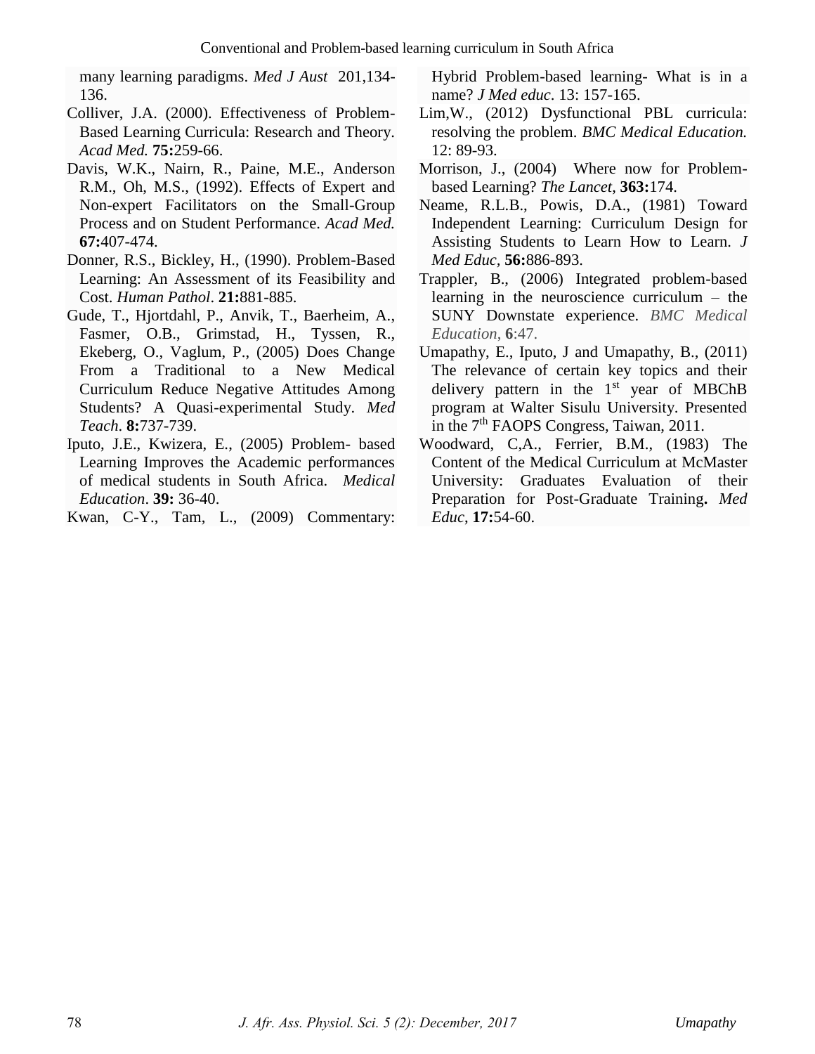many learning paradigms. *Med J Aust* 201,134-136.

Colliver, J.A. (2000). Effectiveness of Problem-Based Learning Curricula: Research and Theory. *Acad Med.* **75:**259-66.

Davis, W.K., Nairn, R., Paine, M.E., Anderson R.M., Oh, M.S., (1992). Effects of Expert and Non-expert Facilitators on the Small-Group Process and on Student Performance. *Acad Med.* **67:**407-474.

Donner, R.S., Bickley, H., (1990). Problem-Based Learning: An Assessment of its Feasibility and Cost. *Human Pathol*. **21:**881-885.

Gude, T., Hjortdahl, P., Anvik, T., Baerheim, A., Fasmer, O.B., Grimstad, H., Tyssen, R., Ekeberg, O., Vaglum, P., (2005) Does Change From a Traditional to a New Medical Curriculum Reduce Negative Attitudes Among Students? A Quasi-experimental Study. *Med Teach*. **8:**737-739.

Iputo, J.E., Kwizera, E., (2005) Problem- based Learning Improves the Academic performances of medical students in South Africa. *Medical Education*. **39:** 36-40.

Kwan, C-Y., Tam, L., (2009) Commentary: Hybrid Problem-based learning- What is in a name? *J Med educ*. 13: 157-165.

Lim,W., (2012) Dysfunctional PBL curricula: resolving the problem. *BMC Medical Education.* 12: 89-93.

Morrison, J., (2004) Where now for Problem-based Learning? *The Lancet*, **363:**174.

Neame, R.L.B., Powis, D.A., (1981) Toward Independent Learning: Curriculum Design for Assisting Students to Learn How to Learn. *J Med Educ*, **56:**886-893.

Trappler, B., (2006) Integrated problem-based learning in the neuroscience curriculum – the SUNY Downstate experience. *BMC Medical Education*, **6**:47.

Umapathy, E., Iputo, J and Umapathy, B., (2011) The relevance of certain key topics and their delivery pattern in the 1st year of MBChB program at Walter Sisulu University. Presented in the 7th FAOPS Congress, Taiwan, 2011.

Woodward, C,A., Ferrier, B.M., (1983) The Content of the Medical Curriculum at McMaster University: Graduates Evaluation of their Preparation for Post-Graduate Training**.** *Med Educ*, **17:**54-60.